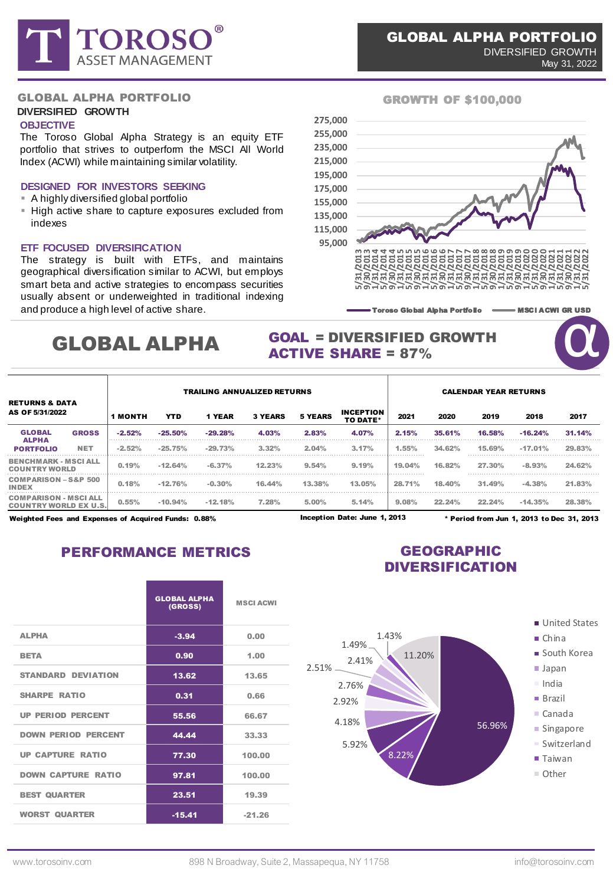# GLOBAL ALPHA PORTFOLIO
DIVERSIFIED GROWTH
May 31, 2022

## GLOBAL ALPHA PORTFOLIO
**DIVERSIFIED GROWTH**

### OBJECTIVE

The Toroso Global Alpha Strategy is an equity ETF portfolio that strives to outperform the MSCI All World Index (ACWI) while maintaining similar volatility.

### DESIGNED FOR INVESTORS SEEKING

- A highly diversified global portfolio
- High active share to capture exposures excluded from indexes

### ETF FOCUSED DIVERSIFICATION

The strategy is built with ETFs, and maintains geographical diversification similar to ACWI, but employs smart beta and active strategies to encompass securities usually absent or underweighted in traditional indexing and produce a high level of active share.

## GROWTH OF $100,000

Toroso Global Alpha Portfolio — MSCI ACWI GR USD

# GLOBAL ALPHA

**GOAL = DIVERSIFIED GROWTH**
**ACTIVE SHARE = 87%**

| RETURNS & DATA AS OF 5/31/2022 | | TRAILING ANNUALIZED RETURNS | | | | | | CALENDAR YEAR RETURNS | | | | |
|---|---|---|---|---|---|---|---|---|---|---|---|---|
| | | 1 MONTH | YTD | 1 YEAR | 3 YEARS | 5 YEARS | INCEPTION TO DATE* | 2021 | 2020 | 2019 | 2018 | 2017 |
| GLOBAL ALPHA PORTFOLIO | GROSS | -2.52% | -25.50% | -29.28% | 4.03% | 2.83% | 4.07% | 2.15% | 35.61% | 16.58% | -16.24% | 31.14% |
| | NET | -2.52% | -25.75% | -29.73% | 3.32% | 2.04% | 3.17% | 1.55% | 34.62% | 15.69% | -17.01% | 29.83% |
| BENCHMARK - MSCI ALL COUNTRY WORLD | | 0.19% | -12.64% | -6.37% | 12.23% | 9.54% | 9.19% | 19.04% | 16.82% | 27.30% | -8.93% | 24.62% |
| COMPARISON – S&P 500 INDEX | | 0.18% | -12.76% | -0.30% | 16.44% | 13.38% | 13.05% | 28.71% | 18.40% | 31.49% | -4.38% | 21.83% |
| COMPARISON - MSCI ALL COUNTRY WORLD EX U.S. | | 0.55% | -10.94% | -12.18% | 7.28% | 5.00% | 5.14% | 9.08% | 22.24% | 22.24% | -14.35% | 28.38% |

**Weighted Fees and Expenses of Acquired Funds: 0.88%** — **Inception Date: June 1, 2013** — *** Period from Jun 1, 2013 to Dec 31, 2013**

## PERFORMANCE METRICS

| | GLOBAL ALPHA (GROSS) | MSCI ACWI |
|---|---|---|
| ALPHA | -3.94 | 0.00 |
| BETA | 0.90 | 1.00 |
| STANDARD DEVIATION | 13.62 | 13.65 |
| SHARPE RATIO | 0.31 | 0.66 |
| UP PERIOD PERCENT | 55.56 | 66.67 |
| DOWN PERIOD PERCENT | 44.44 | 33.33 |
| UP CAPTURE RATIO | 77.30 | 100.00 |
| DOWN CAPTURE RATIO | 97.81 | 100.00 |
| BEST QUARTER | 23.51 | 19.39 |
| WORST QUARTER | -15.41 | -21.26 |

## GEOGRAPHIC DIVERSIFICATION

| Country | Weight |
|---|---|
| United States | 56.96% |
| China | 8.22% |
| South Korea | 5.92% |
| Japan | 4.18% |
| India | 2.92% |
| Brazil | 2.76% |
| Canada | 2.51% |
| Singapore | 2.41% |
| Switzerland | 1.49% |
| Taiwan | 1.43% |
| Other | 11.20% |

www.torosoinv.com — 898 N Broadway, Suite 2, Massapequa, NY 11758 — info@torosoinv.com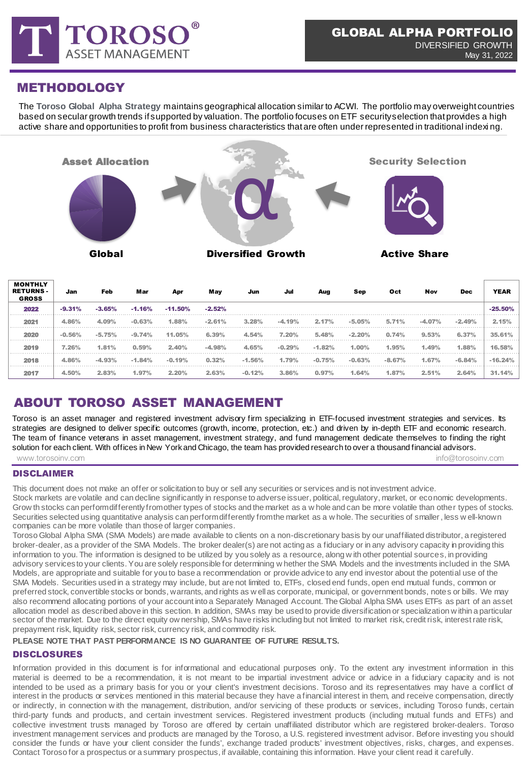# GLOBAL ALPHA PORTFOLIO

DIVERSIFIED GROWTH

May 31, 2022

## METHODOLOGY

The **Toroso Global Alpha Strategy** maintains geographical allocation similar to ACWI. The portfolio may overweight countries based on secular growth trends if supported by valuation. The portfolio focuses on ETF security selection that provides a high active share and opportunities to profit from business characteristics that are often underrepresented in traditional indexing.

**Asset Allocation** — **Global**

**Diversified Growth**

**Security Selection** — **Active Share**

| MONTHLY RETURNS - GROSS | Jan | Feb | Mar | Apr | May | Jun | Jul | Aug | Sep | Oct | Nov | Dec | YEAR |
|---|---|---|---|---|---|---|---|---|---|---|---|---|---|
| 2022 | -9.31% | -3.65% | -1.16% | -11.50% | -2.52% | | | | | | | | -25.50% |
| 2021 | 4.86% | 4.09% | -0.63% | 1.88% | -2.61% | 3.28% | -4.19% | 2.17% | -5.05% | 5.71% | -4.07% | -2.49% | 2.15% |
| 2020 | -0.56% | -5.75% | -9.74% | 11.05% | 6.39% | 4.54% | 7.20% | 5.48% | -2.20% | 0.74% | 9.53% | 6.37% | 35.61% |
| 2019 | 7.26% | 1.81% | 0.59% | 2.40% | -4.98% | 4.65% | -0.29% | -1.82% | 1.00% | 1.95% | 1.49% | 1.88% | 16.58% |
| 2018 | 4.86% | -4.93% | -1.84% | -0.19% | 0.32% | -1.56% | 1.79% | -0.75% | -0.63% | -8.67% | 1.67% | -6.84% | -16.24% |
| 2017 | 4.50% | 2.83% | 1.97% | 2.20% | 2.63% | -0.12% | 3.86% | 0.97% | 1.64% | 1.87% | 2.51% | 2.64% | 31.14% |

## ABOUT TOROSO ASSET MANAGEMENT

Toroso is an asset manager and registered investment advisory firm specializing in ETF-focused investment strategies and services. Its strategies are designed to deliver specific outcomes (growth, income, protection, etc.) and driven by in-depth ETF and economic research. The team of finance veterans in asset management, investment strategy, and fund management dedicate themselves to finding the right solution for each client. With offices in New York and Chicago, the team has provided research to over a thousand financial advisors.

www.torosoinv.com

info@torosoinv.com

### DISCLAIMER

This document does not make an offer or solicitation to buy or sell any securities or services and is not investment advice.
Stock markets are volatile and can decline significantly in response to adverse issuer, political, regulatory, market, or economic developments. Growth stocks can perform differently from other types of stocks and the market as a whole and can be more volatile than other types of stocks. Securities selected using quantitative analysis can perform differently from the market as a whole. The securities of smaller, less well-known companies can be more volatile than those of larger companies.
Toroso Global Alpha SMA (SMA Models) are made available to clients on a non-discretionary basis by our unaffiliated distributor, a registered broker-dealer, as a provider of the SMA Models. The broker dealer(s) are not acting as a fiduciary or in any advisory capacity in providing this information to you. The information is designed to be utilized by you solely as a resource, along with other potential sources, in providing advisory services to your clients. You are solely responsible for determining whether the SMA Models and the investments included in the SMA Models, are appropriate and suitable for you to base a recommendation or provide advice to any end investor about the potential use of the SMA Models. Securities used in a strategy may include, but are not limited to, ETFs, closed end funds, open end mutual funds, common or preferred stock, convertible stocks or bonds, warrants, and rights as well as corporate, municipal, or government bonds, notes or bills. We may also recommend allocating portions of your account into a Separately Managed Account. The Global Alpha SMA uses ETFs as part of an asset allocation model as described above in this section. In addition, SMAs may be used to provide diversification or specialization within a particular sector of the market. Due to the direct equity ownership, SMAs have risks including but not limited to market risk, credit risk, interest rate risk, prepayment risk, liquidity risk, sector risk, currency risk, and commodity risk.

**PLEASE NOTE THAT PAST PERFORMANCE IS NO GUARANTEE OF FUTURE RESULTS.**

### DISCLOSURES

Information provided in this document is for informational and educational purposes only. To the extent any investment information in this material is deemed to be a recommendation, it is not meant to be impartial investment advice or advice in a fiduciary capacity and is not intended to be used as a primary basis for you or your client's investment decisions. Toroso and its representatives may have a conflict of interest in the products or services mentioned in this material because they have a financial interest in them, and receive compensation, directly or indirectly, in connection with the management, distribution, and/or servicing of these products or services, including Toroso funds, certain third-party funds and products, and certain investment services. Registered investment products (including mutual funds and ETFs) and collective investment trusts managed by Toroso are offered by certain unaffiliated distributor which are registered broker-dealers. Toroso investment management services and products are managed by the Toroso, a U.S. registered investment advisor. Before investing you should consider the funds or have your client consider the funds', exchange traded products' investment objectives, risks, charges, and expenses. Contact Toroso for a prospectus or a summary prospectus, if available, containing this information. Have your client read it carefully.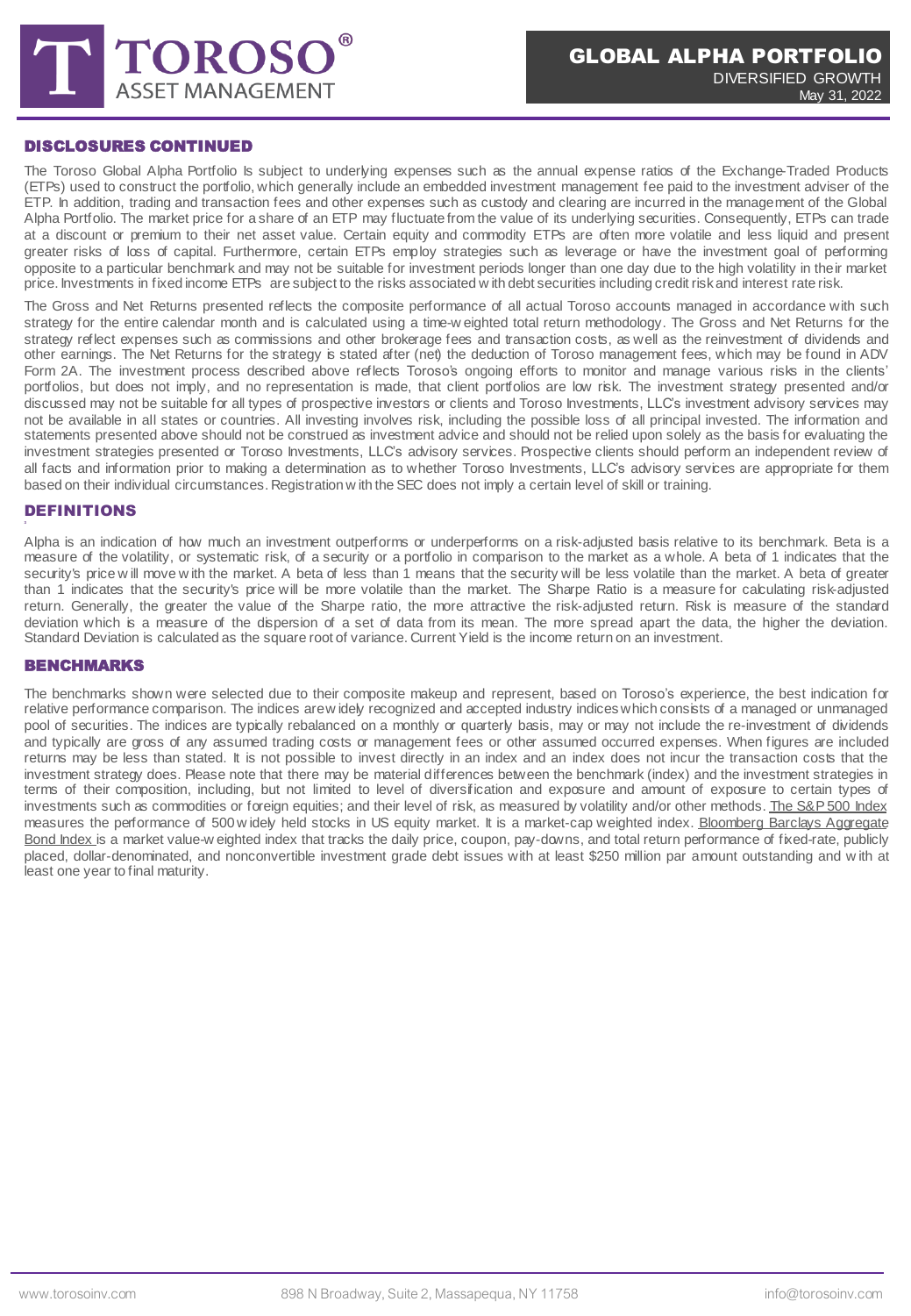# GLOBAL ALPHA PORTFOLIO

DIVERSIFIED GROWTH

May 31, 2022

## DISCLOSURES CONTINUED

The Toroso Global Alpha Portfolio Is subject to underlying expenses such as the annual expense ratios of the Exchange-Traded Products (ETPs) used to construct the portfolio, which generally include an embedded investment management fee paid to the investment adviser of the ETP. In addition, trading and transaction fees and other expenses such as custody and clearing are incurred in the management of the Global Alpha Portfolio. The market price for a share of an ETP may fluctuate from the value of its underlying securities. Consequently, ETPs can trade at a discount or premium to their net asset value. Certain equity and commodity ETPs are often more volatile and less liquid and present greater risks of loss of capital. Furthermore, certain ETPs employ strategies such as leverage or have the investment goal of performing opposite to a particular benchmark and may not be suitable for investment periods longer than one day due to the high volatility in their market price. Investments in fixed income ETPs are subject to the risks associated with debt securities including credit risk and interest rate risk.

The Gross and Net Returns presented reflects the composite performance of all actual Toroso accounts managed in accordance with such strategy for the entire calendar month and is calculated using a time-weighted total return methodology. The Gross and Net Returns for the strategy reflect expenses such as commissions and other brokerage fees and transaction costs, as well as the reinvestment of dividends and other earnings. The Net Returns for the strategy is stated after (net) the deduction of Toroso management fees, which may be found in ADV Form 2A. The investment process described above reflects Toroso's ongoing efforts to monitor and manage various risks in the clients' portfolios, but does not imply, and no representation is made, that client portfolios are low risk. The investment strategy presented and/or discussed may not be suitable for all types of prospective investors or clients and Toroso Investments, LLC's investment advisory services may not be available in all states or countries. All investing involves risk, including the possible loss of all principal invested. The information and statements presented above should not be construed as investment advice and should not be relied upon solely as the basis for evaluating the investment strategies presented or Toroso Investments, LLC's advisory services. Prospective clients should perform an independent review of all facts and information prior to making a determination as to whether Toroso Investments, LLC's advisory services are appropriate for them based on their individual circumstances. Registration with the SEC does not imply a certain level of skill or training.

## DEFINITIONS

Alpha is an indication of how much an investment outperforms or underperforms on a risk-adjusted basis relative to its benchmark. Beta is a measure of the volatility, or systematic risk, of a security or a portfolio in comparison to the market as a whole. A beta of 1 indicates that the security's price will move with the market. A beta of less than 1 means that the security will be less volatile than the market. A beta of greater than 1 indicates that the security's price will be more volatile than the market. The Sharpe Ratio is a measure for calculating risk-adjusted return. Generally, the greater the value of the Sharpe ratio, the more attractive the risk-adjusted return. Risk is measure of the standard deviation which is a measure of the dispersion of a set of data from its mean. The more spread apart the data, the higher the deviation. Standard Deviation is calculated as the square root of variance. Current Yield is the income return on an investment.

## BENCHMARKS

The benchmarks shown were selected due to their composite makeup and represent, based on Toroso's experience, the best indication for relative performance comparison. The indices are widely recognized and accepted industry indices which consists of a managed or unmanaged pool of securities. The indices are typically rebalanced on a monthly or quarterly basis, may or may not include the re-investment of dividends and typically are gross of any assumed trading costs or management fees or other assumed occurred expenses. When figures are included returns may be less than stated. It is not possible to invest directly in an index and an index does not incur the transaction costs that the investment strategy does. Please note that there may be material differences between the benchmark (index) and the investment strategies in terms of their composition, including, but not limited to level of diversification and exposure and amount of exposure to certain types of investments such as commodities or foreign equities; and their level of risk, as measured by volatility and/or other methods. The S&P 500 Index measures the performance of 500 widely held stocks in US equity market. It is a market-cap weighted index. Bloomberg Barclays Aggregate Bond Index is a market value-weighted index that tracks the daily price, coupon, pay-downs, and total return performance of fixed-rate, publicly placed, dollar-denominated, and nonconvertible investment grade debt issues with at least $250 million par amount outstanding and with at least one year to final maturity.